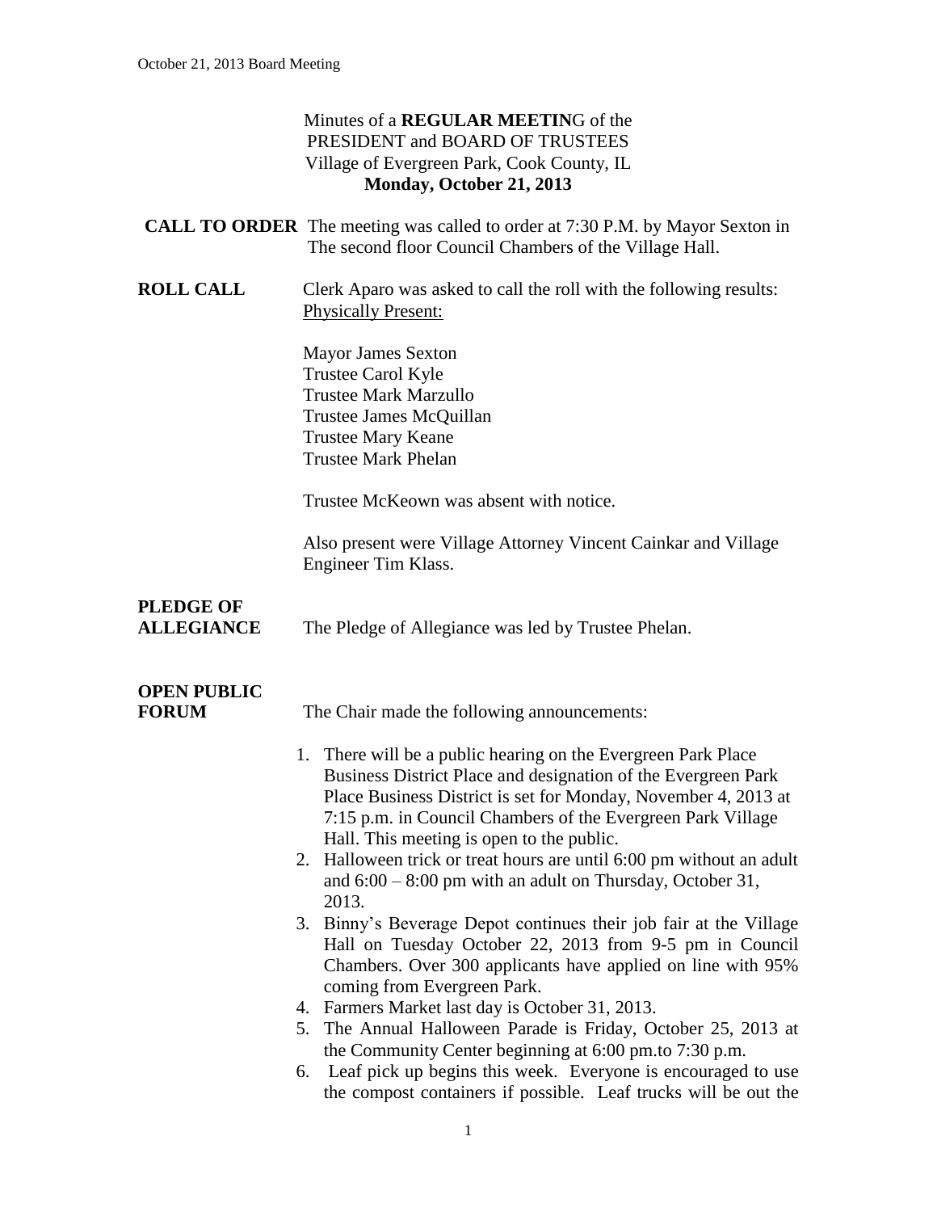Minutes of a **REGULAR MEETIN**G of the
PRESIDENT and BOARD OF TRUSTEES
Village of Evergreen Park, Cook County, IL
**Monday, October 21, 2013**

**CALL TO ORDER** The meeting was called to order at 7:30 P.M. by Mayor Sexton in The second floor Council Chambers of the Village Hall.

**ROLL CALL** Clerk Aparo was asked to call the roll with the following results:
Physically Present:

Mayor James Sexton
Trustee Carol Kyle
Trustee Mark Marzullo
Trustee James McQuillan
Trustee Mary Keane
Trustee Mark Phelan

Trustee McKeown was absent with notice.

Also present were Village Attorney Vincent Cainkar and Village Engineer Tim Klass.

**PLEDGE OF ALLEGIANCE** The Pledge of Allegiance was led by Trustee Phelan.

**OPEN PUBLIC FORUM** The Chair made the following announcements:

1. There will be a public hearing on the Evergreen Park Place Business District Place and designation of the Evergreen Park Place Business District is set for Monday, November 4, 2013 at 7:15 p.m. in Council Chambers of the Evergreen Park Village Hall. This meeting is open to the public.
2. Halloween trick or treat hours are until 6:00 pm without an adult and 6:00 – 8:00 pm with an adult on Thursday, October 31, 2013.
3. Binny's Beverage Depot continues their job fair at the Village Hall on Tuesday October 22, 2013 from 9-5 pm in Council Chambers. Over 300 applicants have applied on line with 95% coming from Evergreen Park.
4. Farmers Market last day is October 31, 2013.
5. The Annual Halloween Parade is Friday, October 25, 2013 at the Community Center beginning at 6:00 pm.to 7:30 p.m.
6. Leaf pick up begins this week. Everyone is encouraged to use the compost containers if possible. Leaf trucks will be out the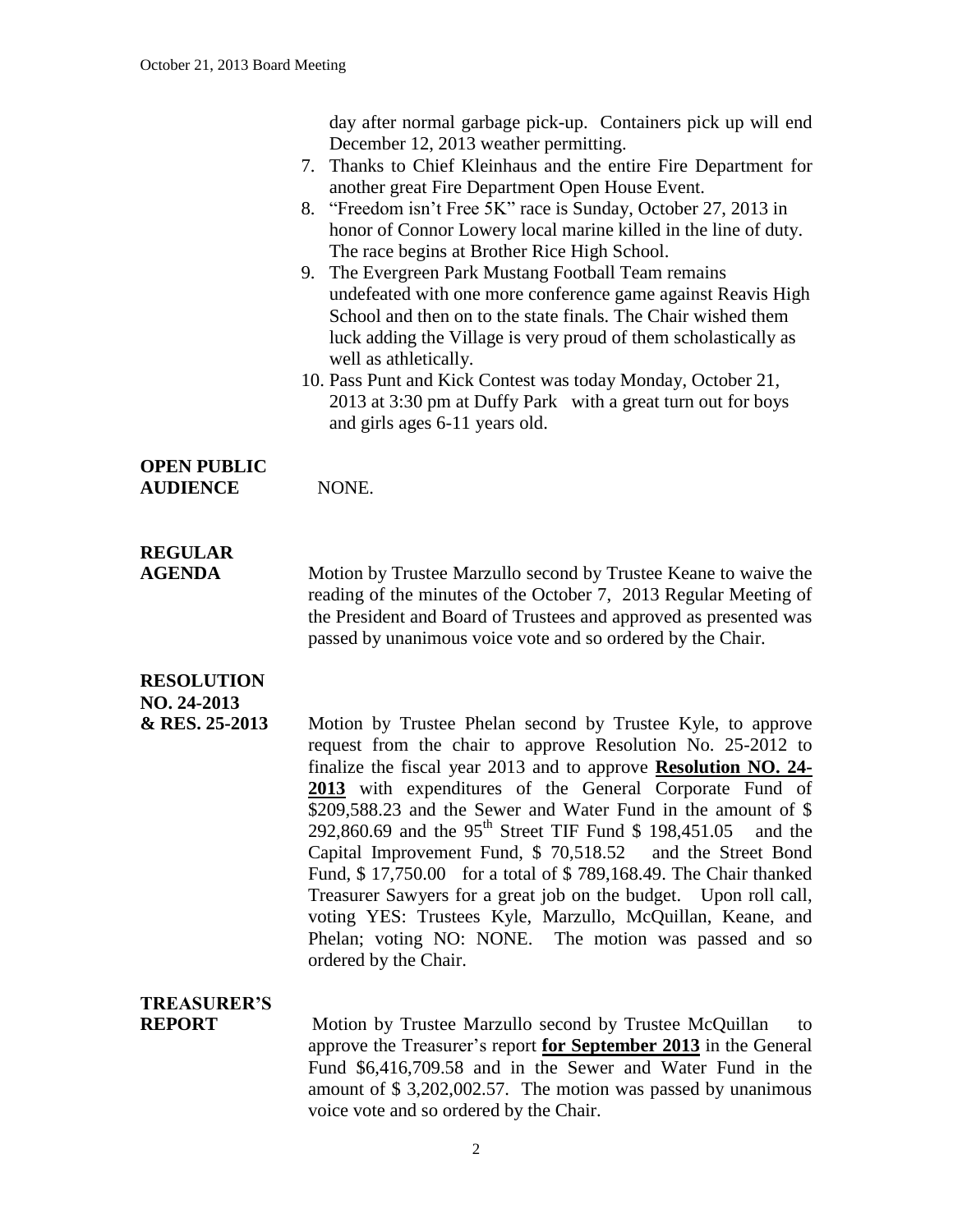day after normal garbage pick-up. Containers pick up will end December 12, 2013 weather permitting.

7. Thanks to Chief Kleinhaus and the entire Fire Department for another great Fire Department Open House Event.
8. "Freedom isn't Free 5K" race is Sunday, October 27, 2013 in honor of Connor Lowery local marine killed in the line of duty. The race begins at Brother Rice High School.
9. The Evergreen Park Mustang Football Team remains undefeated with one more conference game against Reavis High School and then on to the state finals. The Chair wished them luck adding the Village is very proud of them scholastically as well as athletically.
10. Pass Punt and Kick Contest was today Monday, October 21, 2013 at 3:30 pm at Duffy Park with a great turn out for boys and girls ages 6-11 years old.

**OPEN PUBLIC AUDIENCE** NONE.

**REGULAR AGENDA** Motion by Trustee Marzullo second by Trustee Keane to waive the reading of the minutes of the October 7, 2013 Regular Meeting of the President and Board of Trustees and approved as presented was passed by unanimous voice vote and so ordered by the Chair.

**RESOLUTION NO. 24-2013 & RES. 25-2013** Motion by Trustee Phelan second by Trustee Kyle, to approve request from the chair to approve Resolution No. 25-2012 to finalize the fiscal year 2013 and to approve **Resolution NO. 24-2013** with expenditures of the General Corporate Fund of $209,588.23 and the Sewer and Water Fund in the amount of $ 292,860.69 and the 95th Street TIF Fund $ 198,451.05 and the Capital Improvement Fund, $ 70,518.52 and the Street Bond Fund, $ 17,750.00 for a total of $ 789,168.49. The Chair thanked Treasurer Sawyers for a great job on the budget. Upon roll call, voting YES: Trustees Kyle, Marzullo, McQuillan, Keane, and Phelan; voting NO: NONE. The motion was passed and so ordered by the Chair.

**TREASURER'S REPORT** Motion by Trustee Marzullo second by Trustee McQuillan to approve the Treasurer's report **for September 2013** in the General Fund $6,416,709.58 and in the Sewer and Water Fund in the amount of $ 3,202,002.57. The motion was passed by unanimous voice vote and so ordered by the Chair.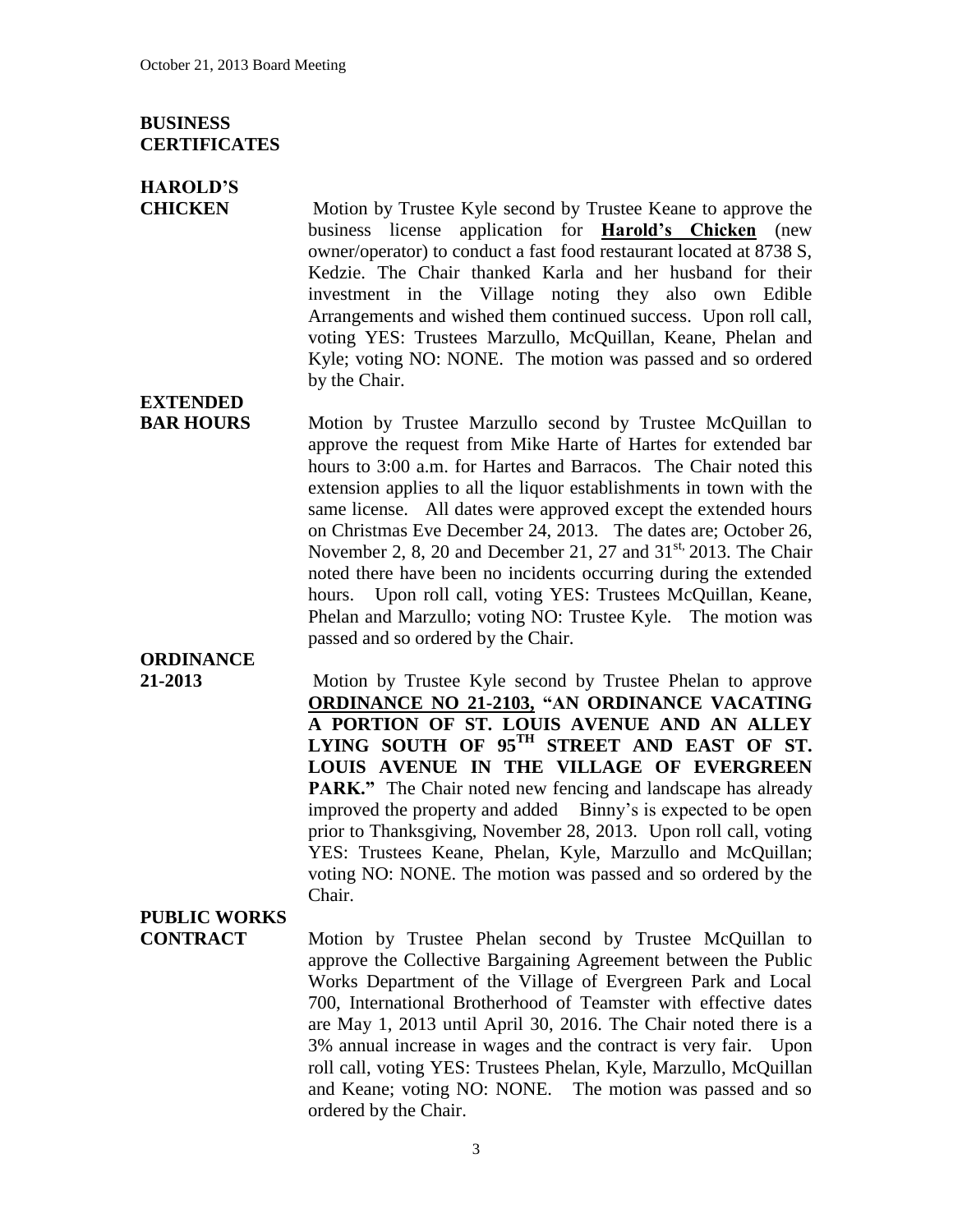**BUSINESS CERTIFICATES**

**HAROLD'S CHICKEN**

Motion by Trustee Kyle second by Trustee Keane to approve the business license application for **Harold's Chicken** (new owner/operator) to conduct a fast food restaurant located at 8738 S, Kedzie. The Chair thanked Karla and her husband for their investment in the Village noting they also own Edible Arrangements and wished them continued success. Upon roll call, voting YES: Trustees Marzullo, McQuillan, Keane, Phelan and Kyle; voting NO: NONE. The motion was passed and so ordered by the Chair.

**EXTENDED BAR HOURS**

Motion by Trustee Marzullo second by Trustee McQuillan to approve the request from Mike Harte of Hartes for extended bar hours to 3:00 a.m. for Hartes and Barracos. The Chair noted this extension applies to all the liquor establishments in town with the same license. All dates were approved except the extended hours on Christmas Eve December 24, 2013. The dates are; October 26, November 2, 8, 20 and December 21, 27 and 31st, 2013. The Chair noted there have been no incidents occurring during the extended hours. Upon roll call, voting YES: Trustees McQuillan, Keane, Phelan and Marzullo; voting NO: Trustee Kyle. The motion was passed and so ordered by the Chair.

**ORDINANCE 21-2013**

Motion by Trustee Kyle second by Trustee Phelan to approve **ORDINANCE NO 21-2103, "AN ORDINANCE VACATING A PORTION OF ST. LOUIS AVENUE AND AN ALLEY LYING SOUTH OF 95TH STREET AND EAST OF ST. LOUIS AVENUE IN THE VILLAGE OF EVERGREEN PARK."** The Chair noted new fencing and landscape has already improved the property and added Binny's is expected to be open prior to Thanksgiving, November 28, 2013. Upon roll call, voting YES: Trustees Keane, Phelan, Kyle, Marzullo and McQuillan; voting NO: NONE. The motion was passed and so ordered by the Chair.

**PUBLIC WORKS CONTRACT**

Motion by Trustee Phelan second by Trustee McQuillan to approve the Collective Bargaining Agreement between the Public Works Department of the Village of Evergreen Park and Local 700, International Brotherhood of Teamster with effective dates are May 1, 2013 until April 30, 2016. The Chair noted there is a 3% annual increase in wages and the contract is very fair. Upon roll call, voting YES: Trustees Phelan, Kyle, Marzullo, McQuillan and Keane; voting NO: NONE. The motion was passed and so ordered by the Chair.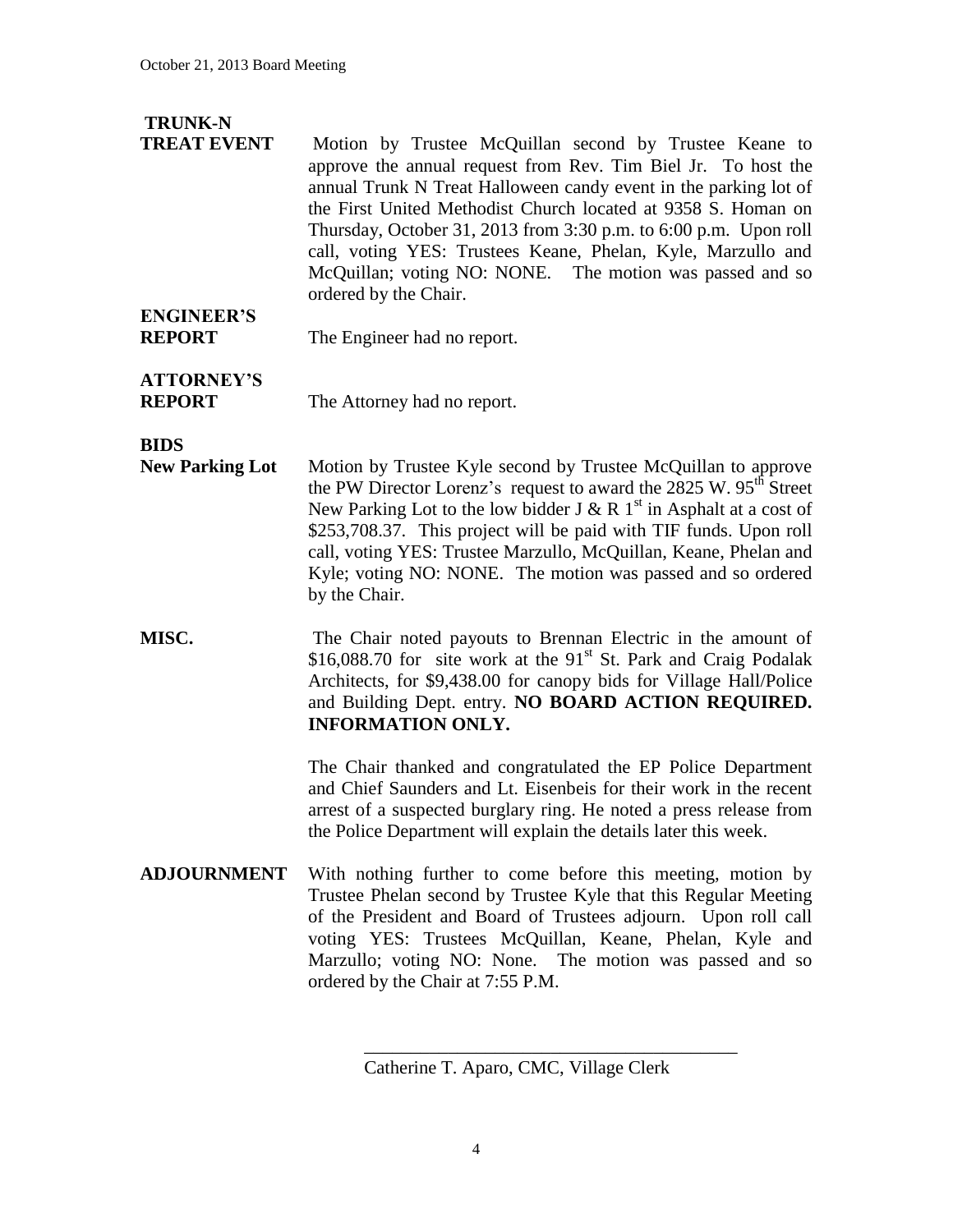**TRUNK-N TREAT EVENT** Motion by Trustee McQuillan second by Trustee Keane to approve the annual request from Rev. Tim Biel Jr. To host the annual Trunk N Treat Halloween candy event in the parking lot of the First United Methodist Church located at 9358 S. Homan on Thursday, October 31, 2013 from 3:30 p.m. to 6:00 p.m. Upon roll call, voting YES: Trustees Keane, Phelan, Kyle, Marzullo and McQuillan; voting NO: NONE. The motion was passed and so ordered by the Chair.

**ENGINEER'S REPORT** The Engineer had no report.

**ATTORNEY'S REPORT** The Attorney had no report.

**BIDS**

**New Parking Lot** Motion by Trustee Kyle second by Trustee McQuillan to approve the PW Director Lorenz's request to award the 2825 W. 95th Street New Parking Lot to the low bidder J & R 1st in Asphalt at a cost of $253,708.37. This project will be paid with TIF funds. Upon roll call, voting YES: Trustee Marzullo, McQuillan, Keane, Phelan and Kyle; voting NO: NONE. The motion was passed and so ordered by the Chair.

**MISC.** The Chair noted payouts to Brennan Electric in the amount of $16,088.70 for site work at the 91st St. Park and Craig Podalak Architects, for $9,438.00 for canopy bids for Village Hall/Police and Building Dept. entry. **NO BOARD ACTION REQUIRED. INFORMATION ONLY.**

The Chair thanked and congratulated the EP Police Department and Chief Saunders and Lt. Eisenbeis for their work in the recent arrest of a suspected burglary ring. He noted a press release from the Police Department will explain the details later this week.

**ADJOURNMENT** With nothing further to come before this meeting, motion by Trustee Phelan second by Trustee Kyle that this Regular Meeting of the President and Board of Trustees adjourn. Upon roll call voting YES: Trustees McQuillan, Keane, Phelan, Kyle and Marzullo; voting NO: None. The motion was passed and so ordered by the Chair at 7:55 P.M.

\_\_\_\_\_\_\_\_\_\_\_\_\_\_\_\_\_\_\_\_\_\_\_\_\_\_\_\_\_\_\_\_\_\_\_\_\_\_\_\_

Catherine T. Aparo, CMC, Village Clerk